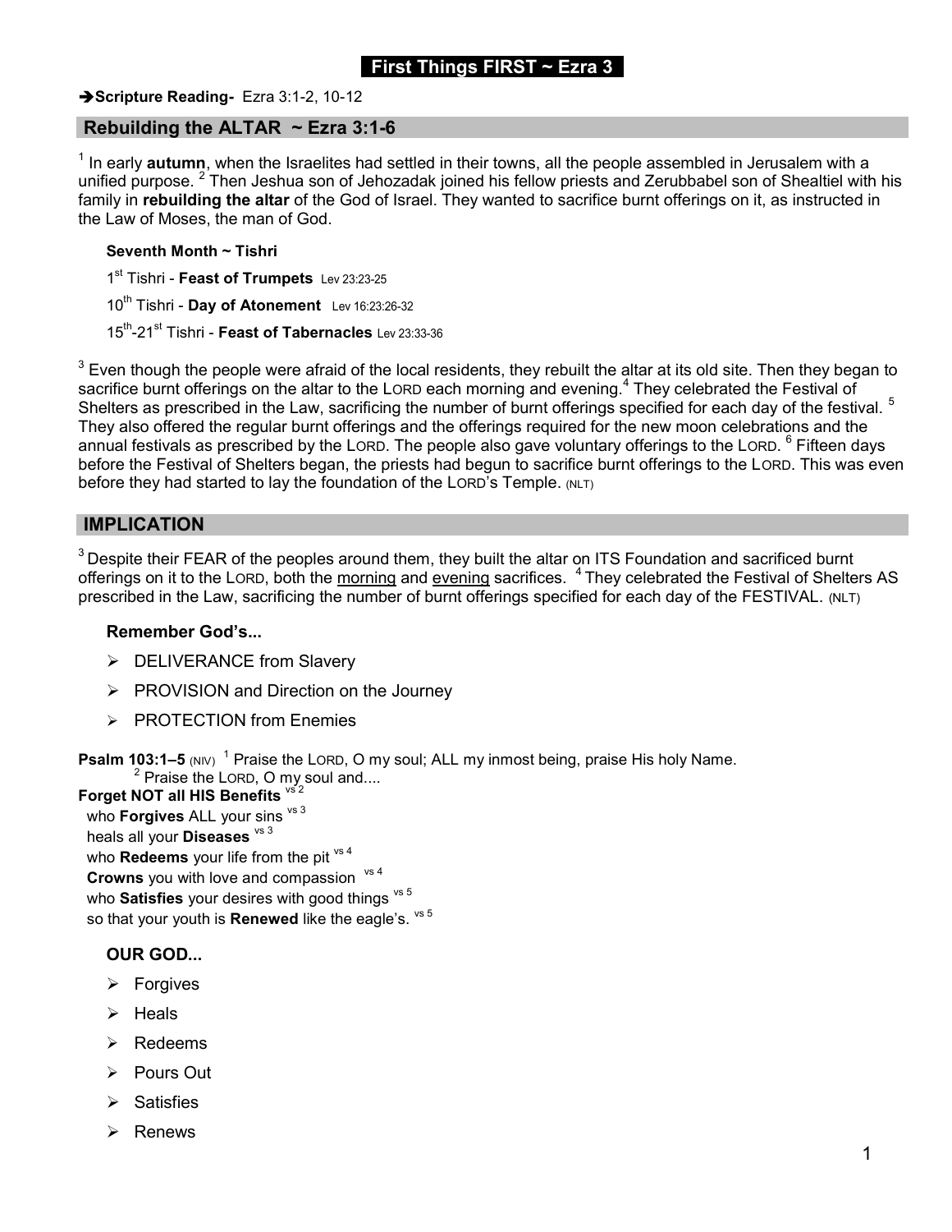# First Things FIRST ~ Ezra 3

➔**Scripture Reading-** Ezra 3:1-2, 10-12

## Rebuilding the ALTAR ~ Ezra 3:1-6

[1] In early **autumn**, when the Israelites had settled in their towns, all the people assembled in Jerusalem with a unified purpose. [2] Then Jeshua son of Jehozadak joined his fellow priests and Zerubbabel son of Shealtiel with his family in **rebuilding the altar** of the God of Israel. They wanted to sacrifice burnt offerings on it, as instructed in the Law of Moses, the man of God.

**Seventh Month ~ Tishri**

1st Tishri - **Feast of Trumpets** Lev 23:23-25

10th Tishri - **Day of Atonement** Lev 16:23:26-32

15th-21st Tishri - **Feast of Tabernacles** Lev 23:33-36

[3] Even though the people were afraid of the local residents, they rebuilt the altar at its old site. Then they began to sacrifice burnt offerings on the altar to the LORD each morning and evening.[4] They celebrated the Festival of Shelters as prescribed in the Law, sacrificing the number of burnt offerings specified for each day of the festival. [5] They also offered the regular burnt offerings and the offerings required for the new moon celebrations and the annual festivals as prescribed by the LORD. The people also gave voluntary offerings to the LORD. [6] Fifteen days before the Festival of Shelters began, the priests had begun to sacrifice burnt offerings to the LORD. This was even before they had started to lay the foundation of the LORD's Temple. (NLT)

## IMPLICATION

[3] Despite their FEAR of the peoples around them, they built the altar on ITS Foundation and sacrificed burnt offerings on it to the LORD, both the <u>morning</u> and <u>evening</u> sacrifices. [4] They celebrated the Festival of Shelters AS prescribed in the Law, sacrificing the number of burnt offerings specified for each day of the FESTIVAL. (NLT)

**Remember God's...**

- DELIVERANCE from Slavery
- PROVISION and Direction on the Journey
- PROTECTION from Enemies

**Psalm 103:1–5** (NIV) [1] Praise the LORD, O my soul; ALL my inmost being, praise His holy Name.
[2] Praise the LORD, O my soul and....

**Forget NOT all HIS Benefits** [vs 2]
who **Forgives** ALL your sins [vs 3]
heals all your **Diseases** [vs 3]
who **Redeems** your life from the pit [vs 4]
**Crowns** you with love and compassion [vs 4]
who **Satisfies** your desires with good things [vs 5]
so that your youth is **Renewed** like the eagle's. [vs 5]

**OUR GOD...**

- Forgives
- Heals
- Redeems
- Pours Out
- Satisfies
- Renews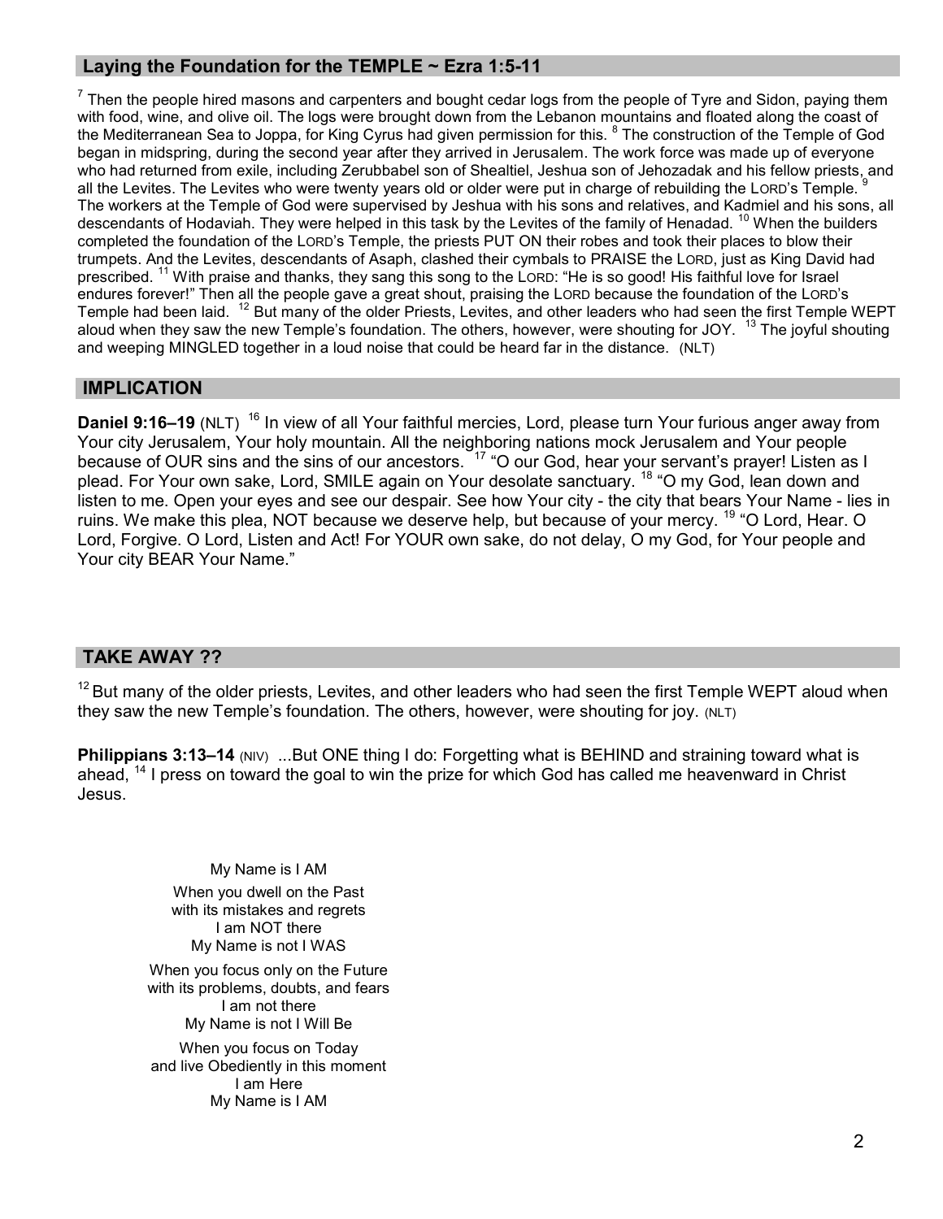## Laying the Foundation for the TEMPLE ~ Ezra 1:5-11

[7] Then the people hired masons and carpenters and bought cedar logs from the people of Tyre and Sidon, paying them with food, wine, and olive oil. The logs were brought down from the Lebanon mountains and floated along the coast of the Mediterranean Sea to Joppa, for King Cyrus had given permission for this. [8] The construction of the Temple of God began in midspring, during the second year after they arrived in Jerusalem. The work force was made up of everyone who had returned from exile, including Zerubbabel son of Shealtiel, Jeshua son of Jehozadak and his fellow priests, and all the Levites. The Levites who were twenty years old or older were put in charge of rebuilding the LORD's Temple. [9] The workers at the Temple of God were supervised by Jeshua with his sons and relatives, and Kadmiel and his sons, all descendants of Hodaviah. They were helped in this task by the Levites of the family of Henadad. [10] When the builders completed the foundation of the LORD's Temple, the priests PUT ON their robes and took their places to blow their trumpets. And the Levites, descendants of Asaph, clashed their cymbals to PRAISE the LORD, just as King David had prescribed. [11] With praise and thanks, they sang this song to the LORD: "He is so good! His faithful love for Israel endures forever!" Then all the people gave a great shout, praising the LORD because the foundation of the LORD's Temple had been laid. [12] But many of the older Priests, Levites, and other leaders who had seen the first Temple WEPT aloud when they saw the new Temple's foundation. The others, however, were shouting for JOY. [13] The joyful shouting and weeping MINGLED together in a loud noise that could be heard far in the distance. (NLT)

## IMPLICATION

**Daniel 9:16–19** (NLT) [16] In view of all Your faithful mercies, Lord, please turn Your furious anger away from Your city Jerusalem, Your holy mountain. All the neighboring nations mock Jerusalem and Your people because of OUR sins and the sins of our ancestors. [17] "O our God, hear your servant's prayer! Listen as I plead. For Your own sake, Lord, SMILE again on Your desolate sanctuary. [18] "O my God, lean down and listen to me. Open your eyes and see our despair. See how Your city - the city that bears Your Name - lies in ruins. We make this plea, NOT because we deserve help, but because of your mercy. [19] "O Lord, Hear. O Lord, Forgive. O Lord, Listen and Act! For YOUR own sake, do not delay, O my God, for Your people and Your city BEAR Your Name."

## TAKE AWAY ??

[12] But many of the older priests, Levites, and other leaders who had seen the first Temple WEPT aloud when they saw the new Temple's foundation. The others, however, were shouting for joy. (NLT)

**Philippians 3:13–14** (NIV) ...But ONE thing I do: Forgetting what is BEHIND and straining toward what is ahead, [14] I press on toward the goal to win the prize for which God has called me heavenward in Christ Jesus.

My Name is I AM

When you dwell on the Past  
with its mistakes and regrets  
I am NOT there  
My Name is not I WAS

When you focus only on the Future  
with its problems, doubts, and fears  
I am not there  
My Name is not I Will Be

When you focus on Today  
and live Obediently in this moment  
I am Here  
My Name is I AM